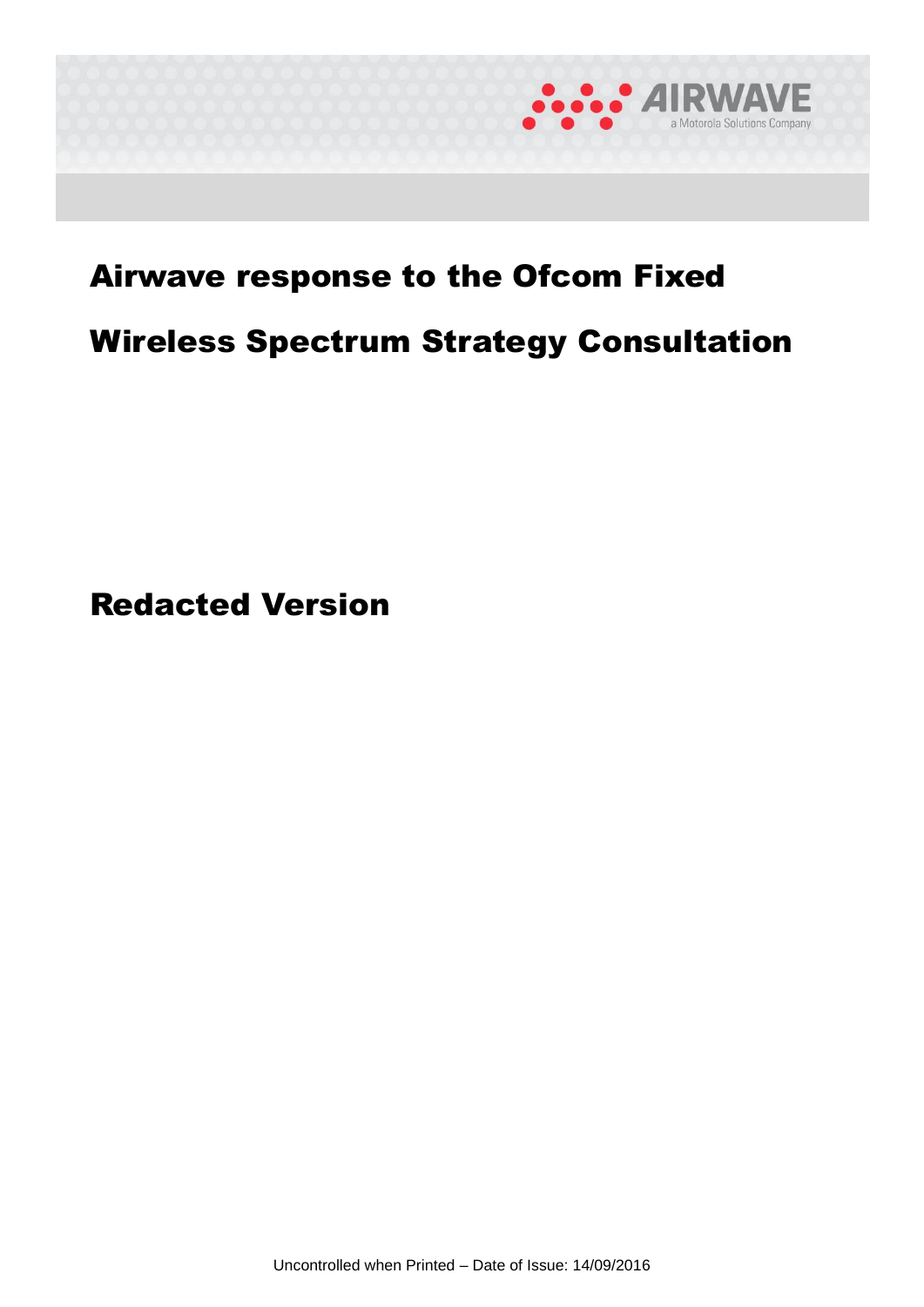AIRWAVE

a Motorola Solutions Company

# Airwave response to the Ofcom Fixed Wireless Spectrum Strategy Consultation

# Redacted Version

Uncontrolled when Printed – Date of Issue: 14/09/2016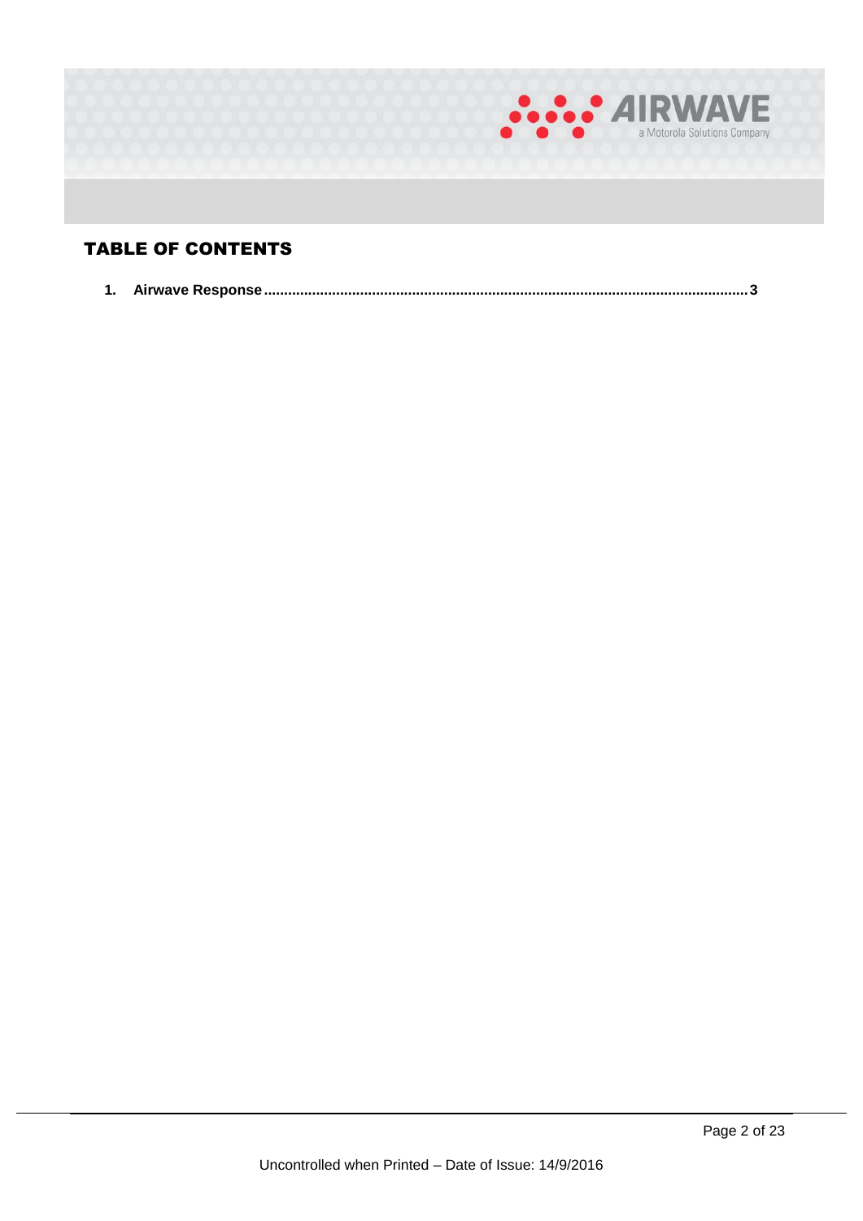# TABLE OF CONTENTS

1. **Airwave Response** .......................................................... 3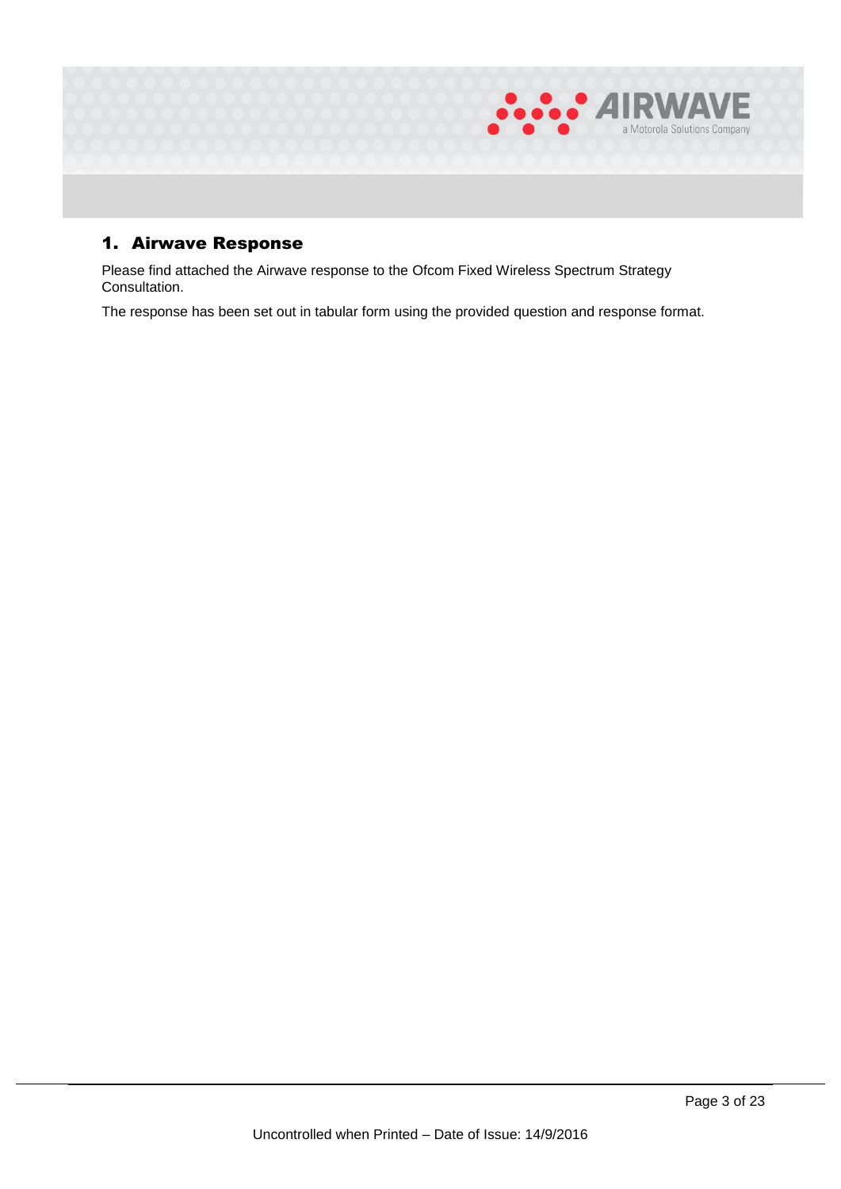# 1. Airwave Response

Please find attached the Airwave response to the Ofcom Fixed Wireless Spectrum Strategy Consultation.

The response has been set out in tabular form using the provided question and response format.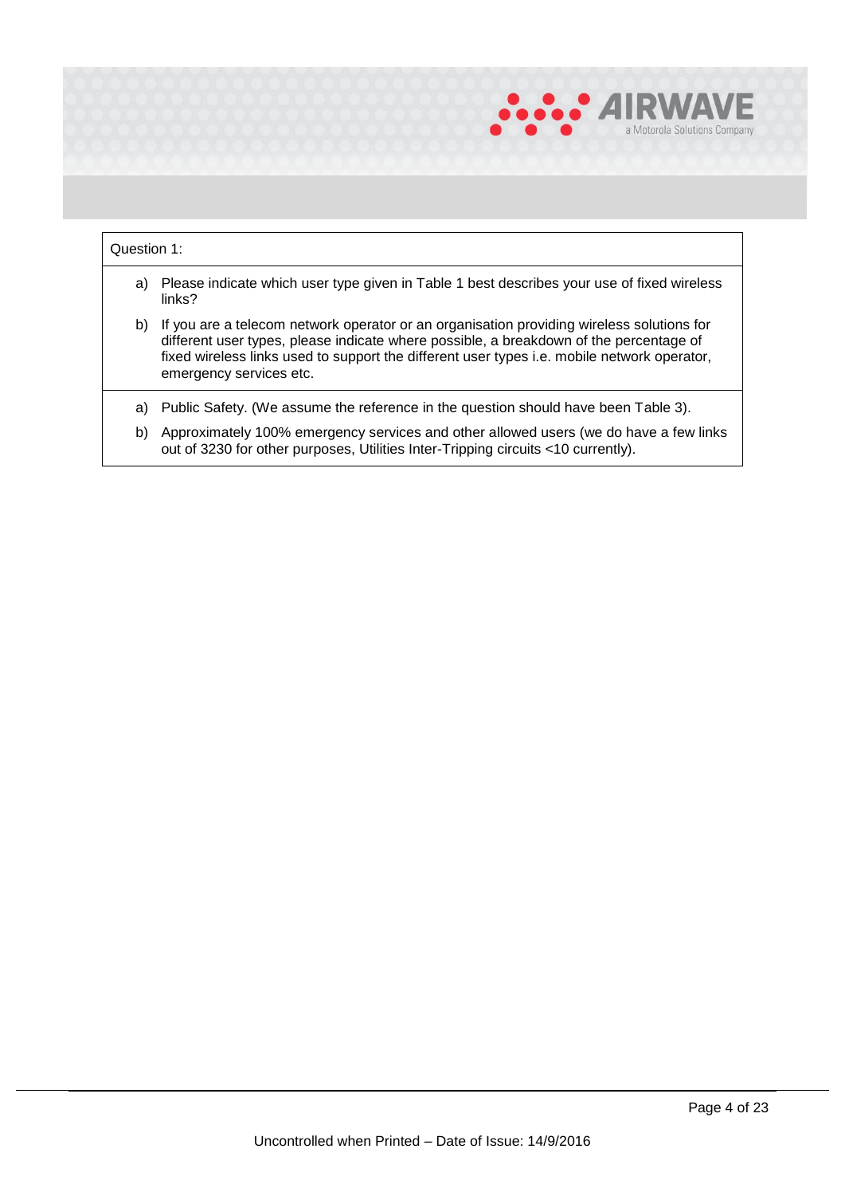| Question 1: |
| --- |
| a) Please indicate which user type given in Table 1 best describes your use of fixed wireless links?<br>b) If you are a telecom network operator or an organisation providing wireless solutions for different user types, please indicate where possible, a breakdown of the percentage of fixed wireless links used to support the different user types i.e. mobile network operator, emergency services etc. |
| a) Public Safety. (We assume the reference in the question should have been Table 3).<br>b) Approximately 100% emergency services and other allowed users (we do have a few links out of 3230 for other purposes, Utilities Inter-Tripping circuits <10 currently). |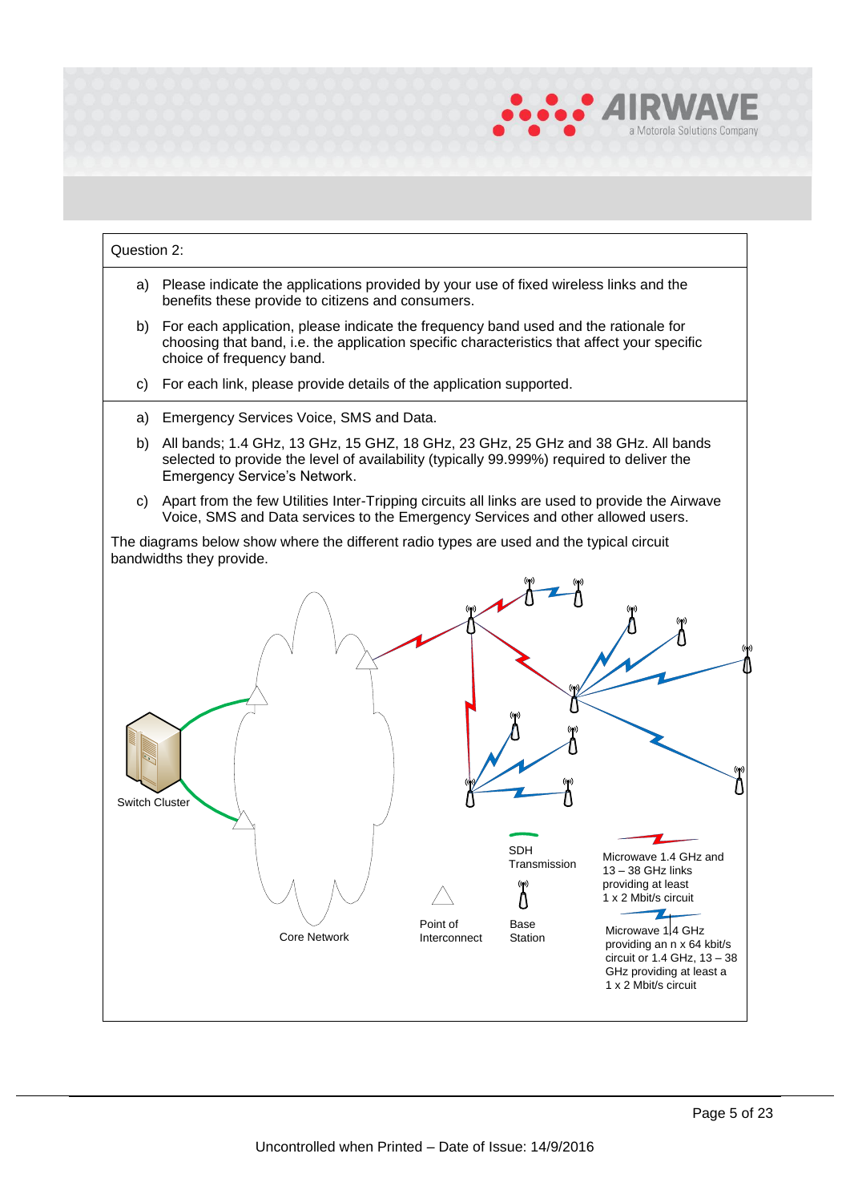Question 2:

a) Please indicate the applications provided by your use of fixed wireless links and the benefits these provide to citizens and consumers.

b) For each application, please indicate the frequency band used and the rationale for choosing that band, i.e. the application specific characteristics that affect your specific choice of frequency band.

c) For each link, please provide details of the application supported.

---

a) Emergency Services Voice, SMS and Data.

b) All bands; 1.4 GHz, 13 GHz, 15 GHZ, 18 GHz, 23 GHz, 25 GHz and 38 GHz. All bands selected to provide the level of availability (typically 99.999%) required to deliver the Emergency Service's Network.

c) Apart from the few Utilities Inter-Tripping circuits all links are used to provide the Airwave Voice, SMS and Data services to the Emergency Services and other allowed users.

The diagrams below show where the different radio types are used and the typical circuit bandwidths they provide.

Switch Cluster

Core Network

Point of Interconnect

SDH Transmission

Base Station

Microwave 1.4 GHz and 13 – 38 GHz links providing at least 1 x 2 Mbit/s circuit

Microwave 1.4 GHz providing an n x 64 kbit/s circuit or 1.4 GHz, 13 – 38 GHz providing at least a 1 x 2 Mbit/s circuit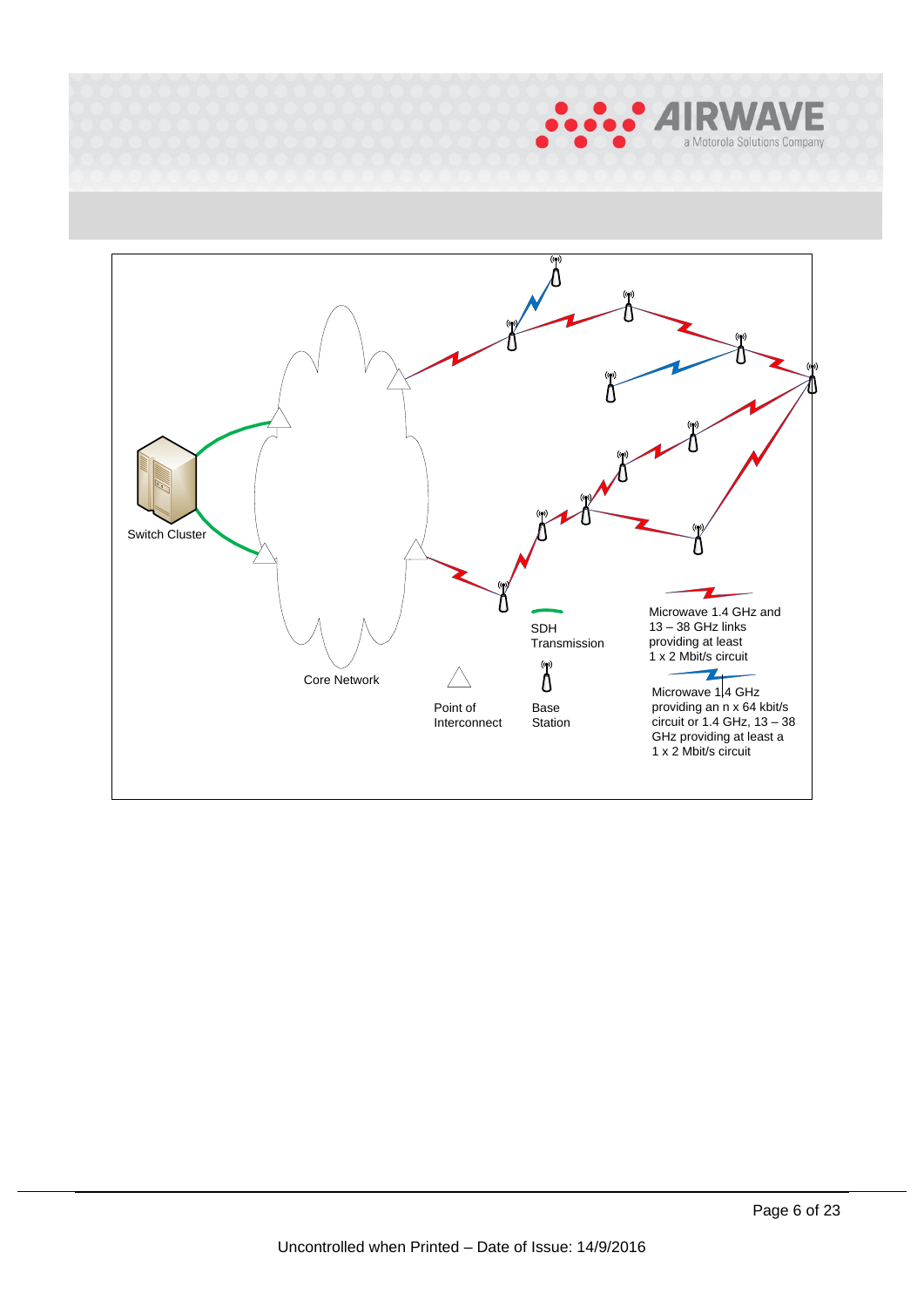Switch Cluster

Core Network

Point of Interconnect

SDH Transmission

Base Station

Microwave 1.4 GHz and 13 – 38 GHz links providing at least 1 x 2 Mbit/s circuit

Microwave 1.4 GHz providing an n x 64 kbit/s circuit or 1.4 GHz, 13 – 38 GHz providing at least a 1 x 2 Mbit/s circuit

Uncontrolled when Printed – Date of Issue: 14/9/2016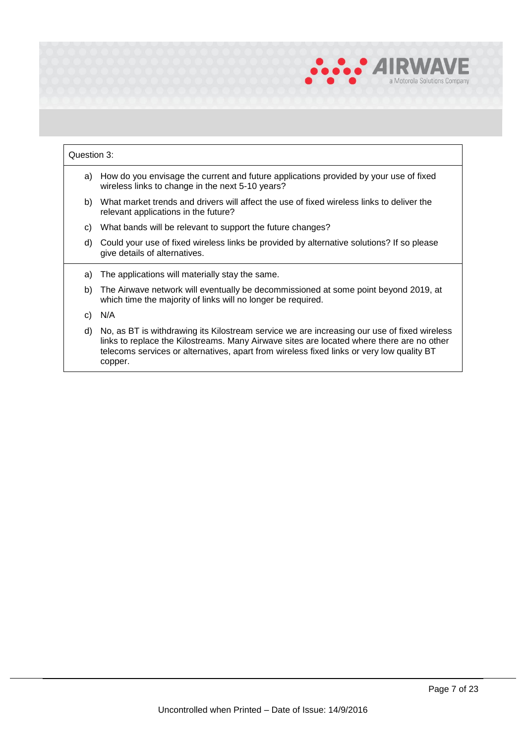| Question 3: |
| --- |
| a) How do you envisage the current and future applications provided by your use of fixed wireless links to change in the next 5-10 years?<br>b) What market trends and drivers will affect the use of fixed wireless links to deliver the relevant applications in the future?<br>c) What bands will be relevant to support the future changes?<br>d) Could your use of fixed wireless links be provided by alternative solutions? If so please give details of alternatives. |
| a) The applications will materially stay the same.<br>b) The Airwave network will eventually be decommissioned at some point beyond 2019, at which time the majority of links will no longer be required.<br>c) N/A<br>d) No, as BT is withdrawing its Kilostream service we are increasing our use of fixed wireless links to replace the Kilostreams. Many Airwave sites are located where there are no other telecoms services or alternatives, apart from wireless fixed links or very low quality BT copper. |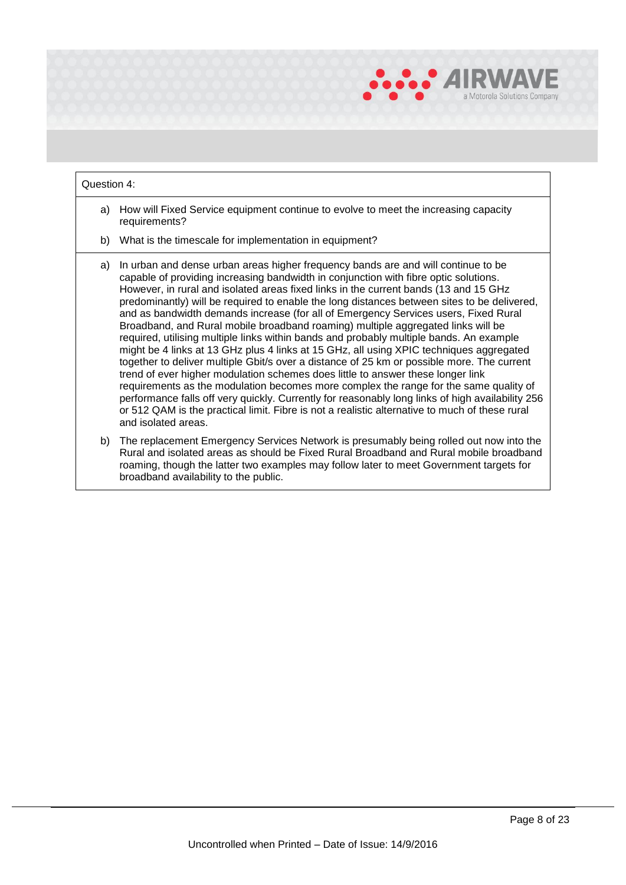Question 4:

a) How will Fixed Service equipment continue to evolve to meet the increasing capacity requirements?

b) What is the timescale for implementation in equipment?

a) In urban and dense urban areas higher frequency bands are and will continue to be capable of providing increasing bandwidth in conjunction with fibre optic solutions. However, in rural and isolated areas fixed links in the current bands (13 and 15 GHz predominantly) will be required to enable the long distances between sites to be delivered, and as bandwidth demands increase (for all of Emergency Services users, Fixed Rural Broadband, and Rural mobile broadband roaming) multiple aggregated links will be required, utilising multiple links within bands and probably multiple bands. An example might be 4 links at 13 GHz plus 4 links at 15 GHz, all using XPIC techniques aggregated together to deliver multiple Gbit/s over a distance of 25 km or possible more. The current trend of ever higher modulation schemes does little to answer these longer link requirements as the modulation becomes more complex the range for the same quality of performance falls off very quickly. Currently for reasonably long links of high availability 256 or 512 QAM is the practical limit. Fibre is not a realistic alternative to much of these rural and isolated areas.

b) The replacement Emergency Services Network is presumably being rolled out now into the Rural and isolated areas as should be Fixed Rural Broadband and Rural mobile broadband roaming, though the latter two examples may follow later to meet Government targets for broadband availability to the public.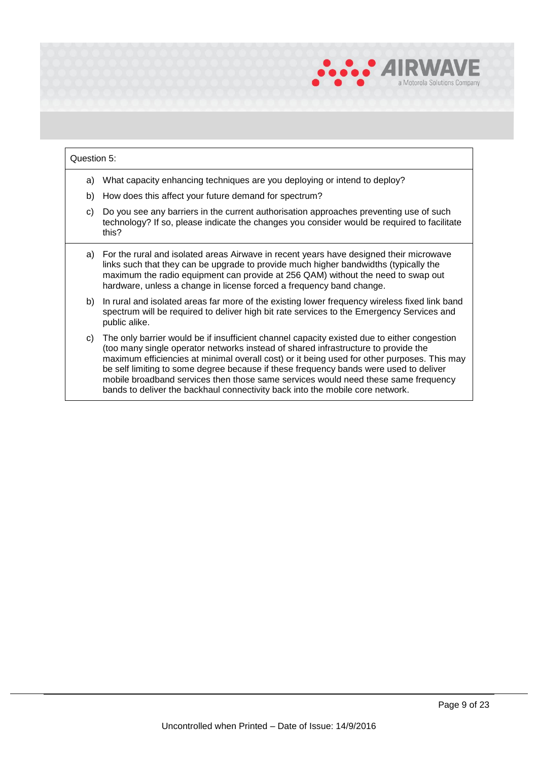Question 5:

a) What capacity enhancing techniques are you deploying or intend to deploy?

b) How does this affect your future demand for spectrum?

c) Do you see any barriers in the current authorisation approaches preventing use of such technology? If so, please indicate the changes you consider would be required to facilitate this?

---

a) For the rural and isolated areas Airwave in recent years have designed their microwave links such that they can be upgrade to provide much higher bandwidths (typically the maximum the radio equipment can provide at 256 QAM) without the need to swap out hardware, unless a change in license forced a frequency band change.

b) In rural and isolated areas far more of the existing lower frequency wireless fixed link band spectrum will be required to deliver high bit rate services to the Emergency Services and public alike.

c) The only barrier would be if insufficient channel capacity existed due to either congestion (too many single operator networks instead of shared infrastructure to provide the maximum efficiencies at minimal overall cost) or it being used for other purposes. This may be self limiting to some degree because if these frequency bands were used to deliver mobile broadband services then those same services would need these same frequency bands to deliver the backhaul connectivity back into the mobile core network.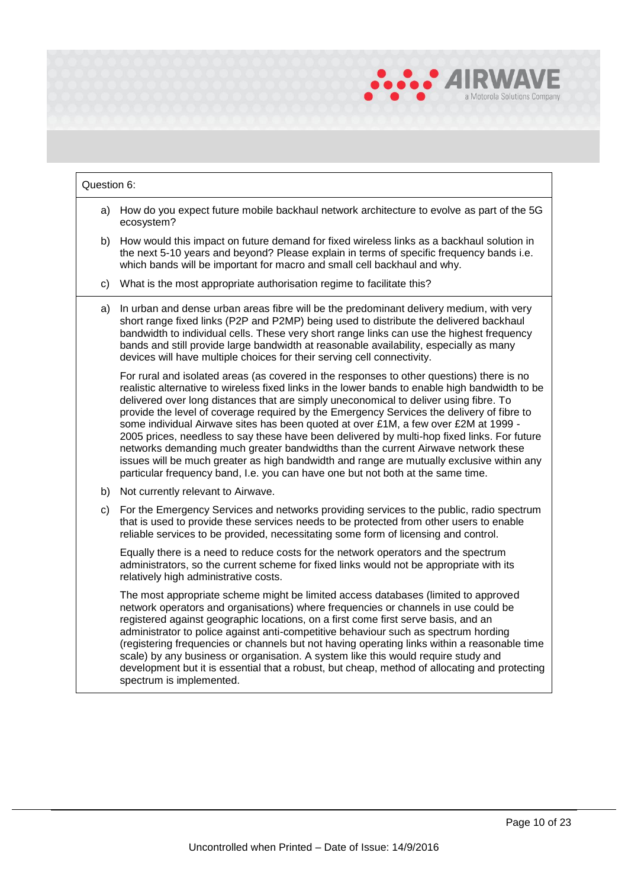Question 6:

a) How do you expect future mobile backhaul network architecture to evolve as part of the 5G ecosystem?

b) How would this impact on future demand for fixed wireless links as a backhaul solution in the next 5-10 years and beyond? Please explain in terms of specific frequency bands i.e. which bands will be important for macro and small cell backhaul and why.

c) What is the most appropriate authorisation regime to facilitate this?

a) In urban and dense urban areas fibre will be the predominant delivery medium, with very short range fixed links (P2P and P2MP) being used to distribute the delivered backhaul bandwidth to individual cells. These very short range links can use the highest frequency bands and still provide large bandwidth at reasonable availability, especially as many devices will have multiple choices for their serving cell connectivity.

   For rural and isolated areas (as covered in the responses to other questions) there is no realistic alternative to wireless fixed links in the lower bands to enable high bandwidth to be delivered over long distances that are simply uneconomical to deliver using fibre. To provide the level of coverage required by the Emergency Services the delivery of fibre to some individual Airwave sites has been quoted at over £1M, a few over £2M at 1999 - 2005 prices, needless to say these have been delivered by multi-hop fixed links. For future networks demanding much greater bandwidths than the current Airwave network these issues will be much greater as high bandwidth and range are mutually exclusive within any particular frequency band, I.e. you can have one but not both at the same time.

b) Not currently relevant to Airwave.

c) For the Emergency Services and networks providing services to the public, radio spectrum that is used to provide these services needs to be protected from other users to enable reliable services to be provided, necessitating some form of licensing and control.

   Equally there is a need to reduce costs for the network operators and the spectrum administrators, so the current scheme for fixed links would not be appropriate with its relatively high administrative costs.

   The most appropriate scheme might be limited access databases (limited to approved network operators and organisations) where frequencies or channels in use could be registered against geographic locations, on a first come first serve basis, and an administrator to police against anti-competitive behaviour such as spectrum hording (registering frequencies or channels but not having operating links within a reasonable time scale) by any business or organisation. A system like this would require study and development but it is essential that a robust, but cheap, method of allocating and protecting spectrum is implemented.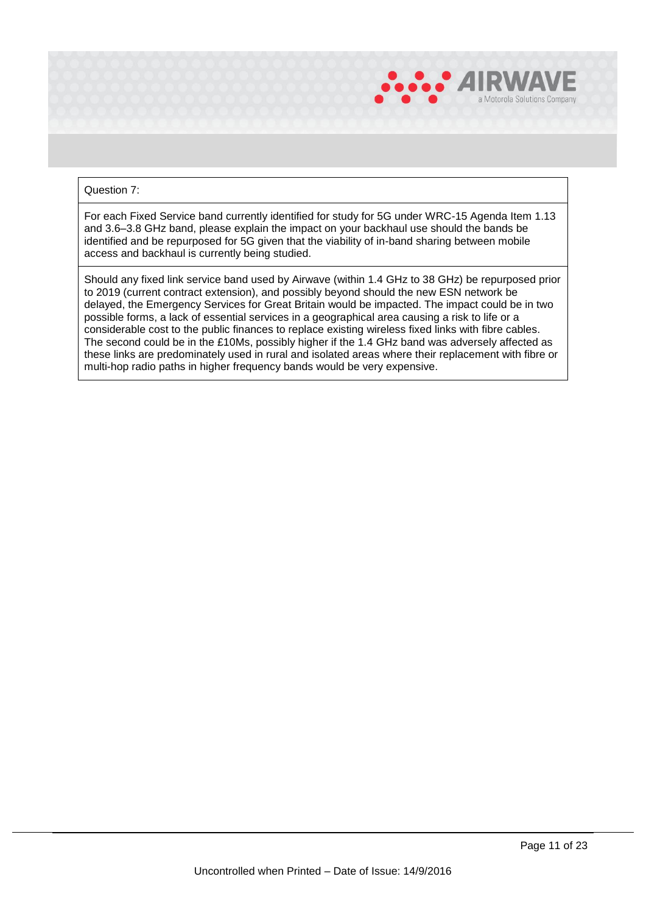| Question 7: |
| --- |
| For each Fixed Service band currently identified for study for 5G under WRC-15 Agenda Item 1.13 and 3.6–3.8 GHz band, please explain the impact on your backhaul use should the bands be identified and be repurposed for 5G given that the viability of in-band sharing between mobile access and backhaul is currently being studied. |
| Should any fixed link service band used by Airwave (within 1.4 GHz to 38 GHz) be repurposed prior to 2019 (current contract extension), and possibly beyond should the new ESN network be delayed, the Emergency Services for Great Britain would be impacted. The impact could be in two possible forms, a lack of essential services in a geographical area causing a risk to life or a considerable cost to the public finances to replace existing wireless fixed links with fibre cables. The second could be in the £10Ms, possibly higher if the 1.4 GHz band was adversely affected as these links are predominately used in rural and isolated areas where their replacement with fibre or multi-hop radio paths in higher frequency bands would be very expensive. |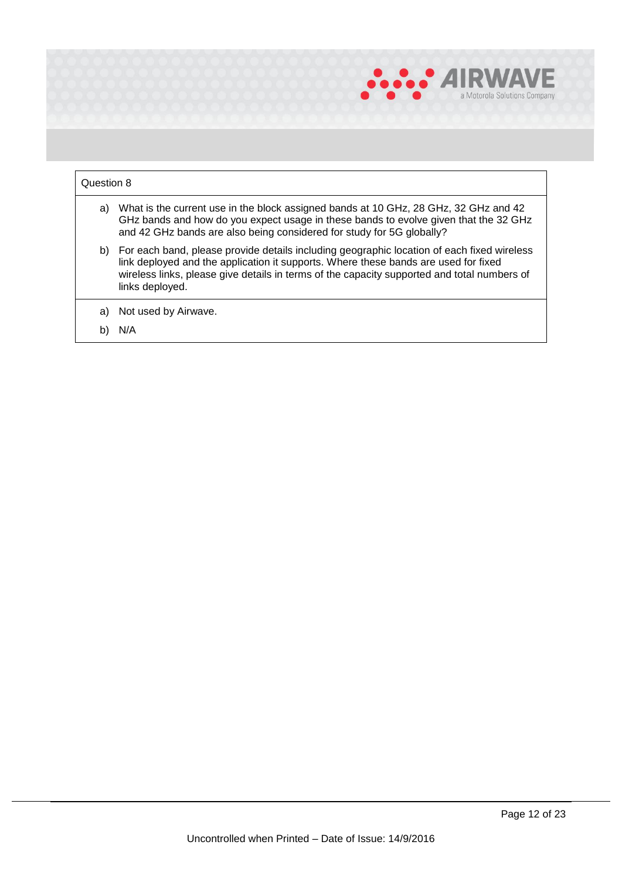| Question 8 |
| --- |
| a) What is the current use in the block assigned bands at 10 GHz, 28 GHz, 32 GHz and 42 GHz bands and how do you expect usage in these bands to evolve given that the 32 GHz and 42 GHz bands are also being considered for study for 5G globally?<br>b) For each band, please provide details including geographic location of each fixed wireless link deployed and the application it supports. Where these bands are used for fixed wireless links, please give details in terms of the capacity supported and total numbers of links deployed. |
| a) Not used by Airwave.<br>b) N/A |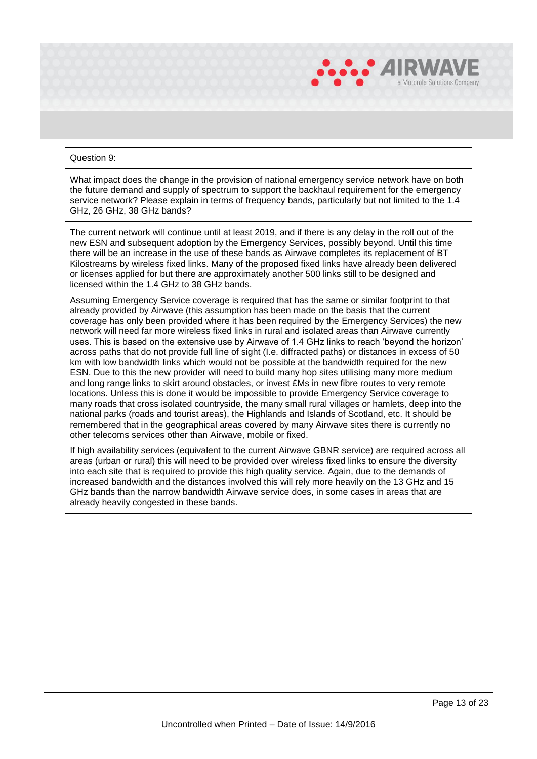Question 9:

What impact does the change in the provision of national emergency service network have on both the future demand and supply of spectrum to support the backhaul requirement for the emergency service network? Please explain in terms of frequency bands, particularly but not limited to the 1.4 GHz, 26 GHz, 38 GHz bands?

The current network will continue until at least 2019, and if there is any delay in the roll out of the new ESN and subsequent adoption by the Emergency Services, possibly beyond. Until this time there will be an increase in the use of these bands as Airwave completes its replacement of BT Kilostreams by wireless fixed links. Many of the proposed fixed links have already been delivered or licenses applied for but there are approximately another 500 links still to be designed and licensed within the 1.4 GHz to 38 GHz bands.

Assuming Emergency Service coverage is required that has the same or similar footprint to that already provided by Airwave (this assumption has been made on the basis that the current coverage has only been provided where it has been required by the Emergency Services) the new network will need far more wireless fixed links in rural and isolated areas than Airwave currently uses. This is based on the extensive use by Airwave of 1.4 GHz links to reach 'beyond the horizon' across paths that do not provide full line of sight (I.e. diffracted paths) or distances in excess of 50 km with low bandwidth links which would not be possible at the bandwidth required for the new ESN. Due to this the new provider will need to build many hop sites utilising many more medium and long range links to skirt around obstacles, or invest £Ms in new fibre routes to very remote locations. Unless this is done it would be impossible to provide Emergency Service coverage to many roads that cross isolated countryside, the many small rural villages or hamlets, deep into the national parks (roads and tourist areas), the Highlands and Islands of Scotland, etc. It should be remembered that in the geographical areas covered by many Airwave sites there is currently no other telecoms services other than Airwave, mobile or fixed.

If high availability services (equivalent to the current Airwave GBNR service) are required across all areas (urban or rural) this will need to be provided over wireless fixed links to ensure the diversity into each site that is required to provide this high quality service. Again, due to the demands of increased bandwidth and the distances involved this will rely more heavily on the 13 GHz and 15 GHz bands than the narrow bandwidth Airwave service does, in some cases in areas that are already heavily congested in these bands.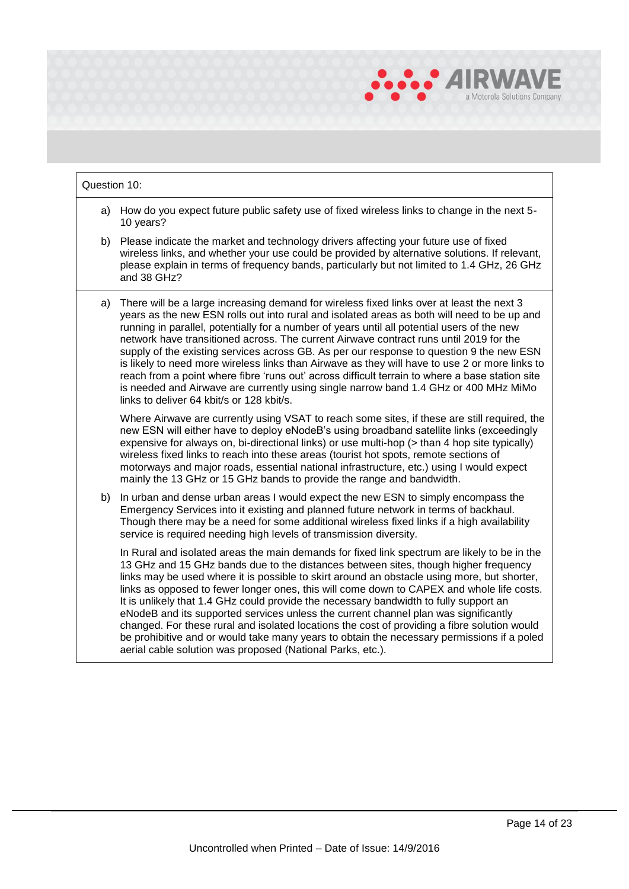| Question 10: |
| --- |
| a) How do you expect future public safety use of fixed wireless links to change in the next 5-10 years?<br><br>b) Please indicate the market and technology drivers affecting your future use of fixed wireless links, and whether your use could be provided by alternative solutions. If relevant, please explain in terms of frequency bands, particularly but not limited to 1.4 GHz, 26 GHz and 38 GHz? |
| a) There will be a large increasing demand for wireless fixed links over at least the next 3 years as the new ESN rolls out into rural and isolated areas as both will need to be up and running in parallel, potentially for a number of years until all potential users of the new network have transitioned across. The current Airwave contract runs until 2019 for the supply of the existing services across GB. As per our response to question 9 the new ESN is likely to need more wireless links than Airwave as they will have to use 2 or more links to reach from a point where fibre 'runs out' across difficult terrain to where a base station site is needed and Airwave are currently using single narrow band 1.4 GHz or 400 MHz MiMo links to deliver 64 kbit/s or 128 kbit/s.<br><br>Where Airwave are currently using VSAT to reach some sites, if these are still required, the new ESN will either have to deploy eNodeB's using broadband satellite links (exceedingly expensive for always on, bi-directional links) or use multi-hop (> than 4 hop site typically) wireless fixed links to reach into these areas (tourist hot spots, remote sections of motorways and major roads, essential national infrastructure, etc.) using I would expect mainly the 13 GHz or 15 GHz bands to provide the range and bandwidth.<br><br>b) In urban and dense urban areas I would expect the new ESN to simply encompass the Emergency Services into it existing and planned future network in terms of backhaul. Though there may be a need for some additional wireless fixed links if a high availability service is required needing high levels of transmission diversity.<br><br>In Rural and isolated areas the main demands for fixed link spectrum are likely to be in the 13 GHz and 15 GHz bands due to the distances between sites, though higher frequency links may be used where it is possible to skirt around an obstacle using more, but shorter, links as opposed to fewer longer ones, this will come down to CAPEX and whole life costs. It is unlikely that 1.4 GHz could provide the necessary bandwidth to fully support an eNodeB and its supported services unless the current channel plan was significantly changed. For these rural and isolated locations the cost of providing a fibre solution would be prohibitive and or would take many years to obtain the necessary permissions if a poled aerial cable solution was proposed (National Parks, etc.). |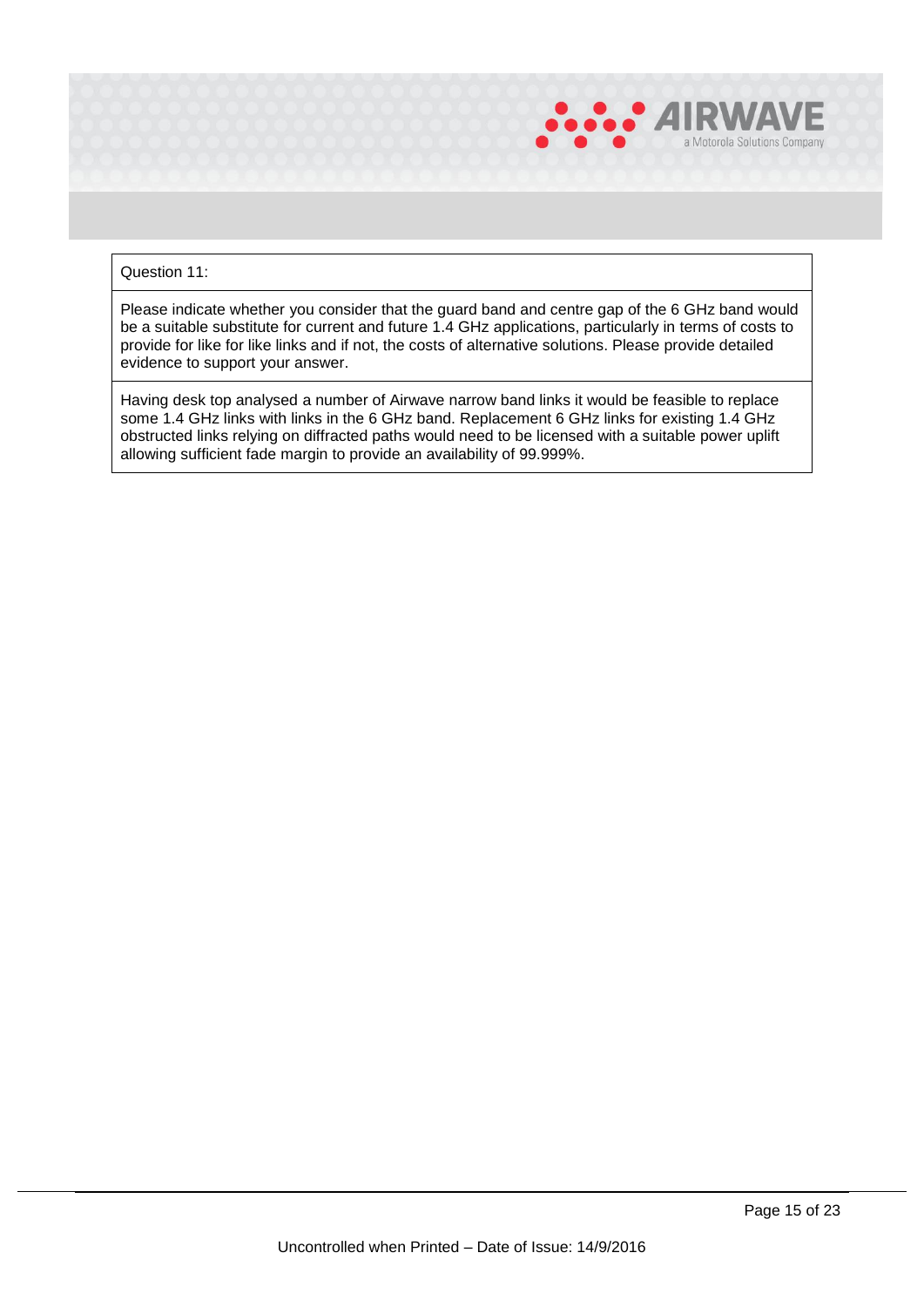| Question 11: |
| --- |
| Please indicate whether you consider that the guard band and centre gap of the 6 GHz band would be a suitable substitute for current and future 1.4 GHz applications, particularly in terms of costs to provide for like for like links and if not, the costs of alternative solutions. Please provide detailed evidence to support your answer. |
| Having desk top analysed a number of Airwave narrow band links it would be feasible to replace some 1.4 GHz links with links in the 6 GHz band. Replacement 6 GHz links for existing 1.4 GHz obstructed links relying on diffracted paths would need to be licensed with a suitable power uplift allowing sufficient fade margin to provide an availability of 99.999%. |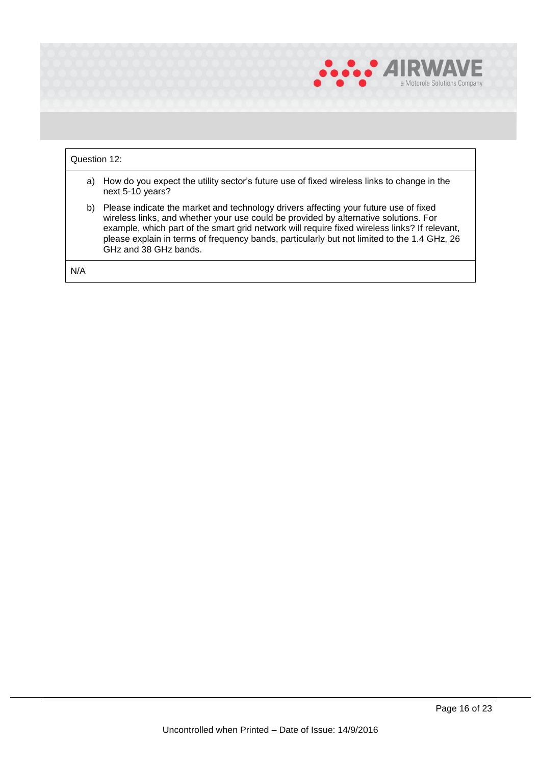| Question 12: |
| --- |
| a) How do you expect the utility sector's future use of fixed wireless links to change in the next 5-10 years?<br><br>b) Please indicate the market and technology drivers affecting your future use of fixed wireless links, and whether your use could be provided by alternative solutions. For example, which part of the smart grid network will require fixed wireless links? If relevant, please explain in terms of frequency bands, particularly but not limited to the 1.4 GHz, 26 GHz and 38 GHz bands. |
| N/A |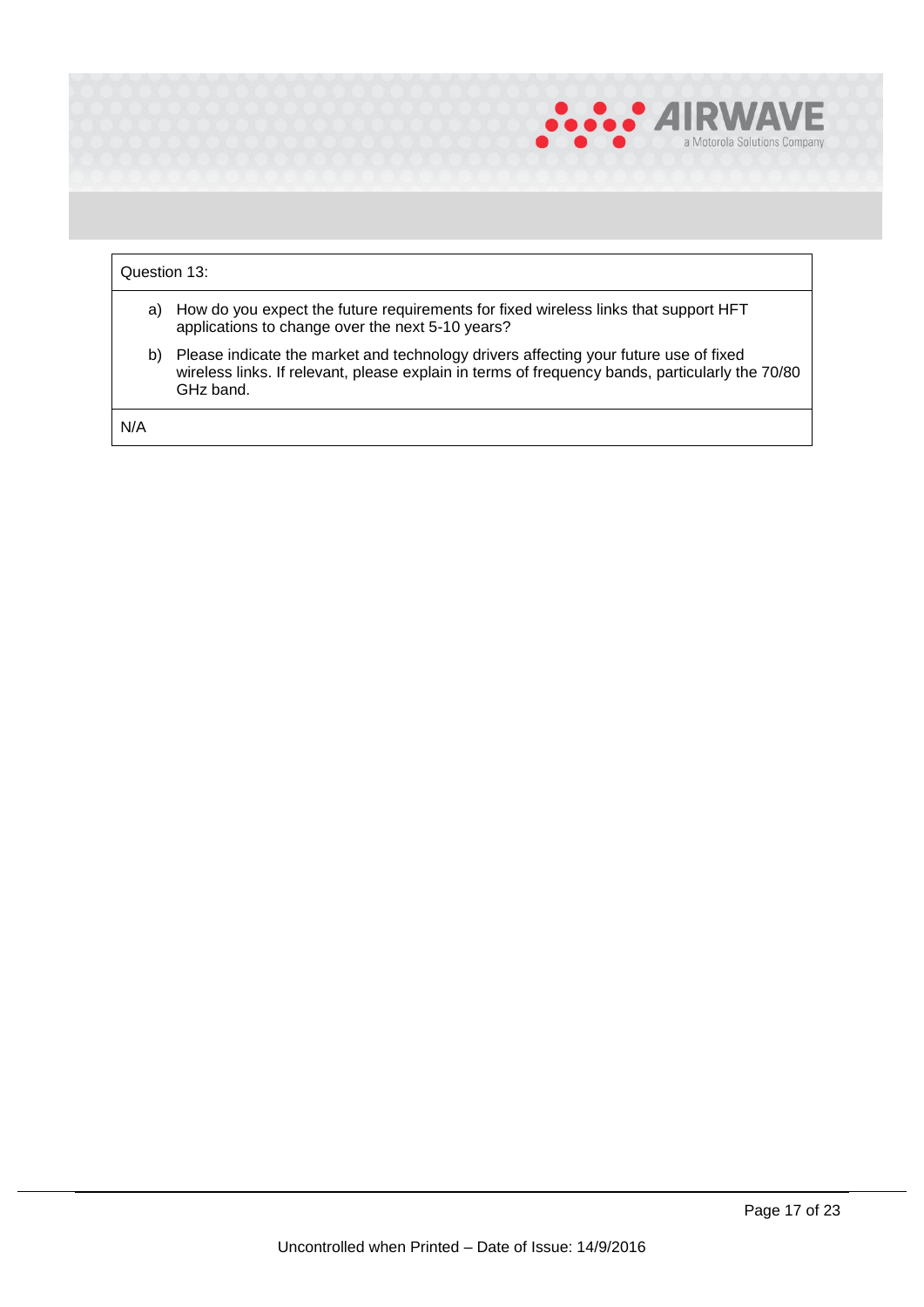| Question 13: |
| --- |
| a) How do you expect the future requirements for fixed wireless links that support HFT applications to change over the next 5-10 years?<br>b) Please indicate the market and technology drivers affecting your future use of fixed wireless links. If relevant, please explain in terms of frequency bands, particularly the 70/80 GHz band. |
| N/A |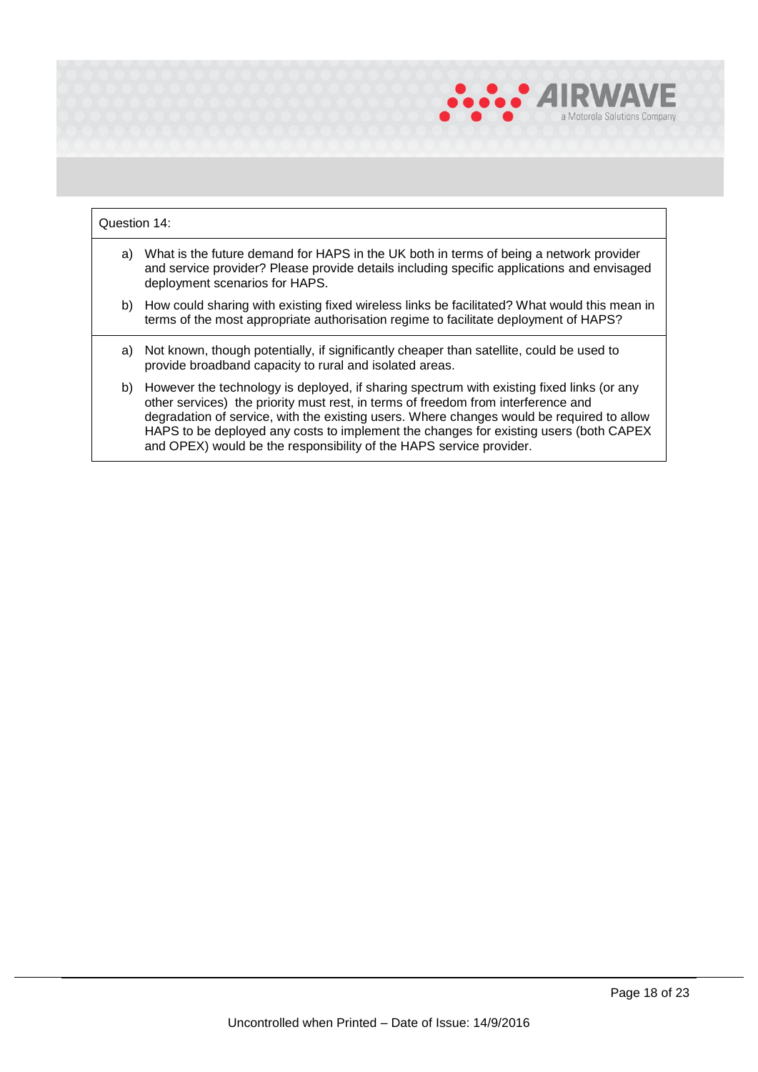Question 14:

a) What is the future demand for HAPS in the UK both in terms of being a network provider and service provider? Please provide details including specific applications and envisaged deployment scenarios for HAPS.

b) How could sharing with existing fixed wireless links be facilitated? What would this mean in terms of the most appropriate authorisation regime to facilitate deployment of HAPS?

a) Not known, though potentially, if significantly cheaper than satellite, could be used to provide broadband capacity to rural and isolated areas.

b) However the technology is deployed, if sharing spectrum with existing fixed links (or any other services) the priority must rest, in terms of freedom from interference and degradation of service, with the existing users. Where changes would be required to allow HAPS to be deployed any costs to implement the changes for existing users (both CAPEX and OPEX) would be the responsibility of the HAPS service provider.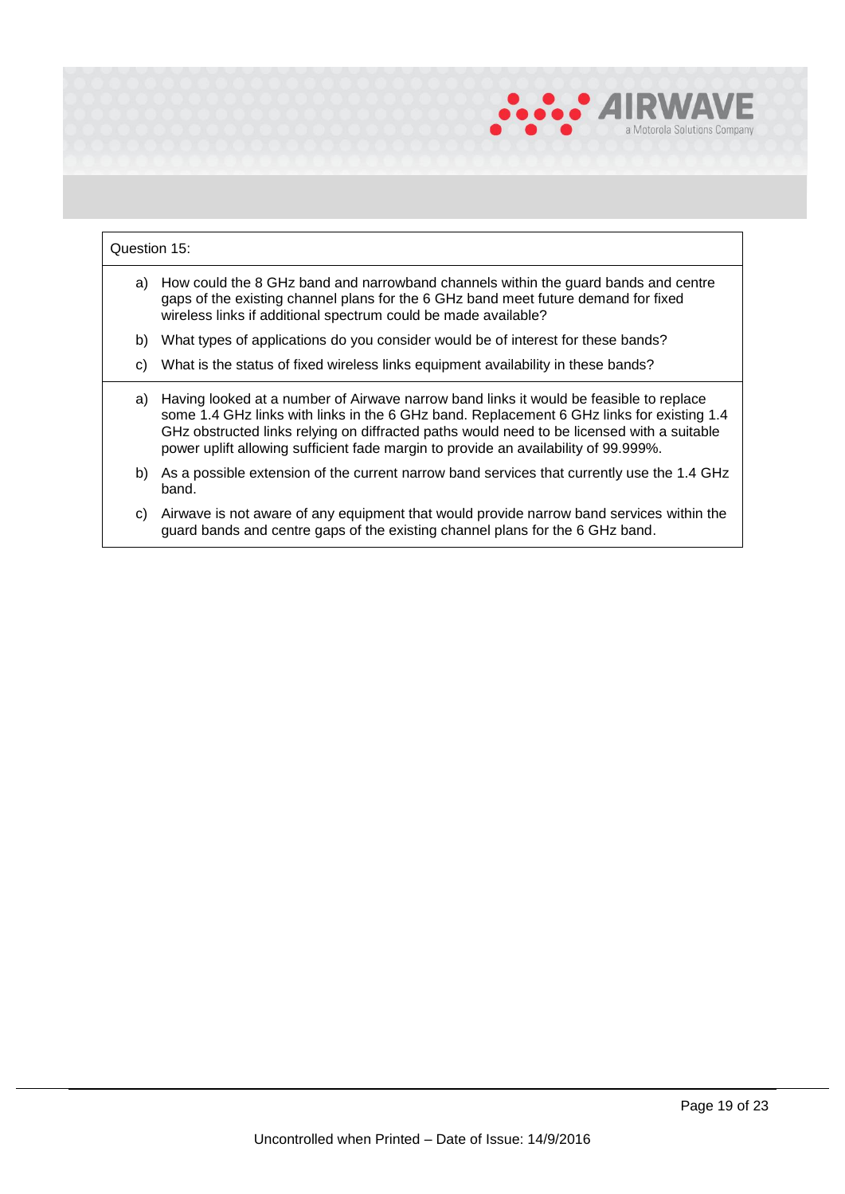| Question 15: |
|---|
| a) How could the 8 GHz band and narrowband channels within the guard bands and centre gaps of the existing channel plans for the 6 GHz band meet future demand for fixed wireless links if additional spectrum could be made available?<br>b) What types of applications do you consider would be of interest for these bands?<br>c) What is the status of fixed wireless links equipment availability in these bands? |
| a) Having looked at a number of Airwave narrow band links it would be feasible to replace some 1.4 GHz links with links in the 6 GHz band. Replacement 6 GHz links for existing 1.4 GHz obstructed links relying on diffracted paths would need to be licensed with a suitable power uplift allowing sufficient fade margin to provide an availability of 99.999%.<br>b) As a possible extension of the current narrow band services that currently use the 1.4 GHz band.<br>c) Airwave is not aware of any equipment that would provide narrow band services within the guard bands and centre gaps of the existing channel plans for the 6 GHz band. |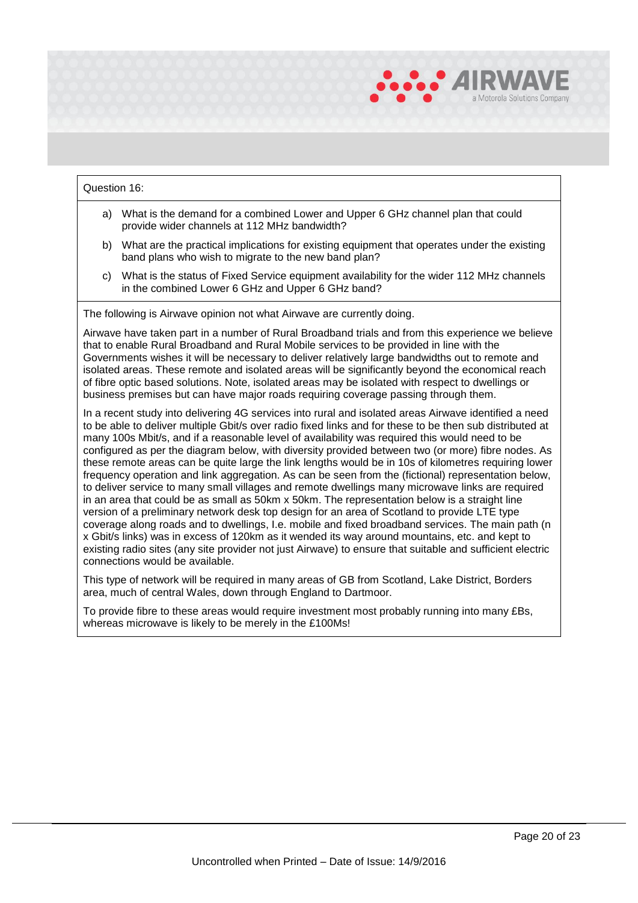Question 16:

a) What is the demand for a combined Lower and Upper 6 GHz channel plan that could provide wider channels at 112 MHz bandwidth?

b) What are the practical implications for existing equipment that operates under the existing band plans who wish to migrate to the new band plan?

c) What is the status of Fixed Service equipment availability for the wider 112 MHz channels in the combined Lower 6 GHz and Upper 6 GHz band?

The following is Airwave opinion not what Airwave are currently doing.

Airwave have taken part in a number of Rural Broadband trials and from this experience we believe that to enable Rural Broadband and Rural Mobile services to be provided in line with the Governments wishes it will be necessary to deliver relatively large bandwidths out to remote and isolated areas. These remote and isolated areas will be significantly beyond the economical reach of fibre optic based solutions. Note, isolated areas may be isolated with respect to dwellings or business premises but can have major roads requiring coverage passing through them.

In a recent study into delivering 4G services into rural and isolated areas Airwave identified a need to be able to deliver multiple Gbit/s over radio fixed links and for these to be then sub distributed at many 100s Mbit/s, and if a reasonable level of availability was required this would need to be configured as per the diagram below, with diversity provided between two (or more) fibre nodes. As these remote areas can be quite large the link lengths would be in 10s of kilometres requiring lower frequency operation and link aggregation. As can be seen from the (fictional) representation below, to deliver service to many small villages and remote dwellings many microwave links are required in an area that could be as small as 50km x 50km. The representation below is a straight line version of a preliminary network desk top design for an area of Scotland to provide LTE type coverage along roads and to dwellings, I.e. mobile and fixed broadband services. The main path (n x Gbit/s links) was in excess of 120km as it wended its way around mountains, etc. and kept to existing radio sites (any site provider not just Airwave) to ensure that suitable and sufficient electric connections would be available.

This type of network will be required in many areas of GB from Scotland, Lake District, Borders area, much of central Wales, down through England to Dartmoor.

To provide fibre to these areas would require investment most probably running into many £Bs, whereas microwave is likely to be merely in the £100Ms!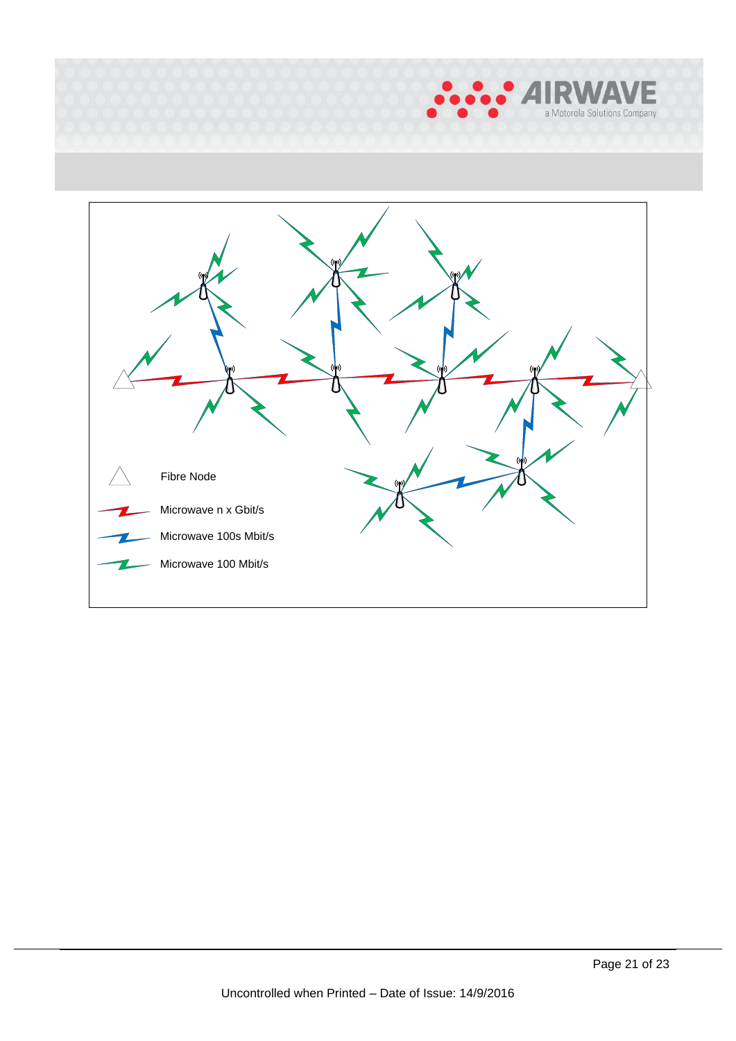Fibre Node

Microwave n x Gbit/s

Microwave 100s Mbit/s

Microwave 100 Mbit/s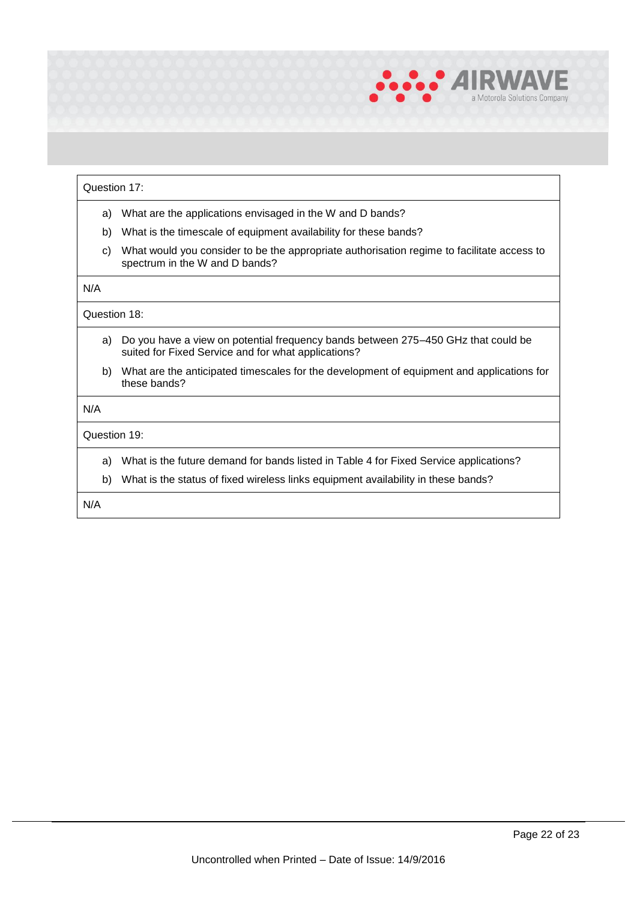Question 17:

a) What are the applications envisaged in the W and D bands?

b) What is the timescale of equipment availability for these bands?

c) What would you consider to be the appropriate authorisation regime to facilitate access to spectrum in the W and D bands?

N/A

Question 18:

a) Do you have a view on potential frequency bands between 275–450 GHz that could be suited for Fixed Service and for what applications?

b) What are the anticipated timescales for the development of equipment and applications for these bands?

N/A

Question 19:

a) What is the future demand for bands listed in Table 4 for Fixed Service applications?

b) What is the status of fixed wireless links equipment availability in these bands?

N/A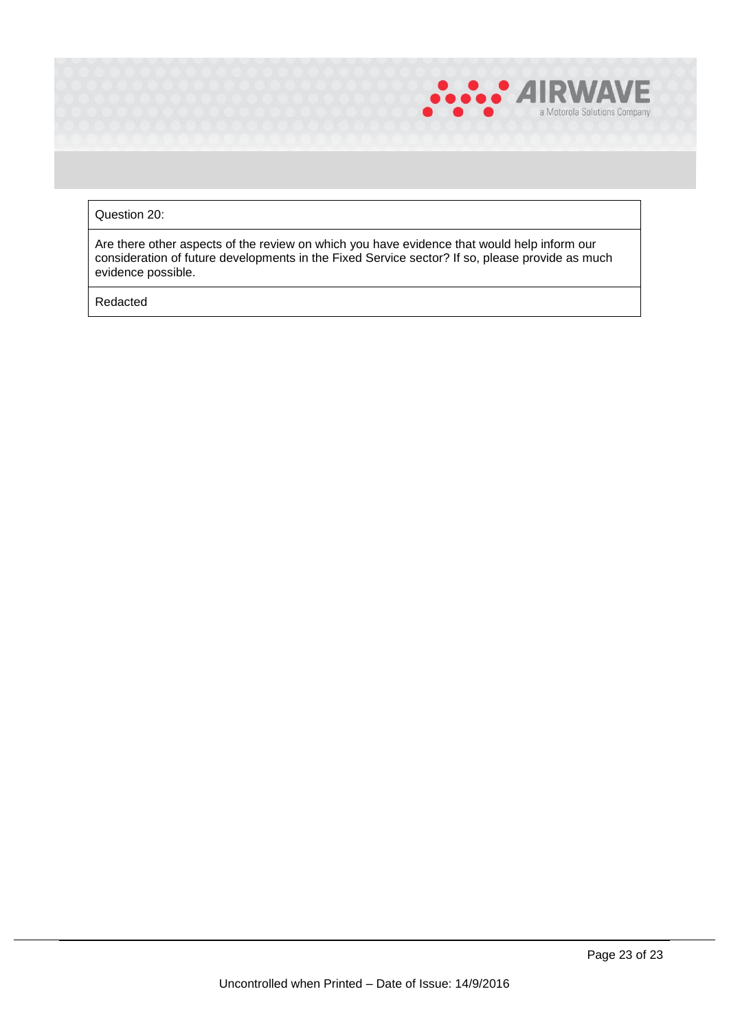| Question 20: |
| --- |
| Are there other aspects of the review on which you have evidence that would help inform our consideration of future developments in the Fixed Service sector? If so, please provide as much evidence possible. |
| Redacted |